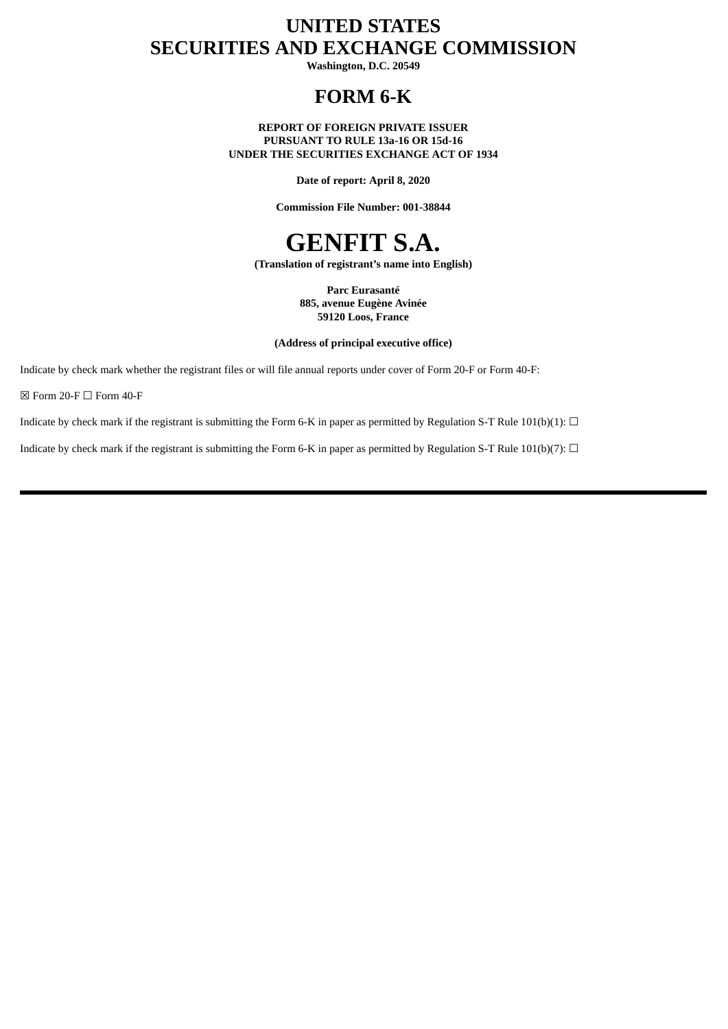# UNITED STATES
# SECURITIES AND EXCHANGE COMMISSION

**Washington, D.C. 20549**

# FORM 6-K

**REPORT OF FOREIGN PRIVATE ISSUER**
**PURSUANT TO RULE 13a-16 OR 15d-16**
**UNDER THE SECURITIES EXCHANGE ACT OF 1934**

**Date of report: April 8, 2020**

**Commission File Number: 001-38844**

# GENFIT S.A.

**(Translation of registrant's name into English)**

**Parc Eurasanté**
**885, avenue Eugène Avinée**
**59120 Loos, France**

**(Address of principal executive office)**

Indicate by check mark whether the registrant files or will file annual reports under cover of Form 20-F or Form 40-F:

☒ Form 20-F ☐ Form 40-F

Indicate by check mark if the registrant is submitting the Form 6-K in paper as permitted by Regulation S-T Rule 101(b)(1): ☐

Indicate by check mark if the registrant is submitting the Form 6-K in paper as permitted by Regulation S-T Rule 101(b)(7): ☐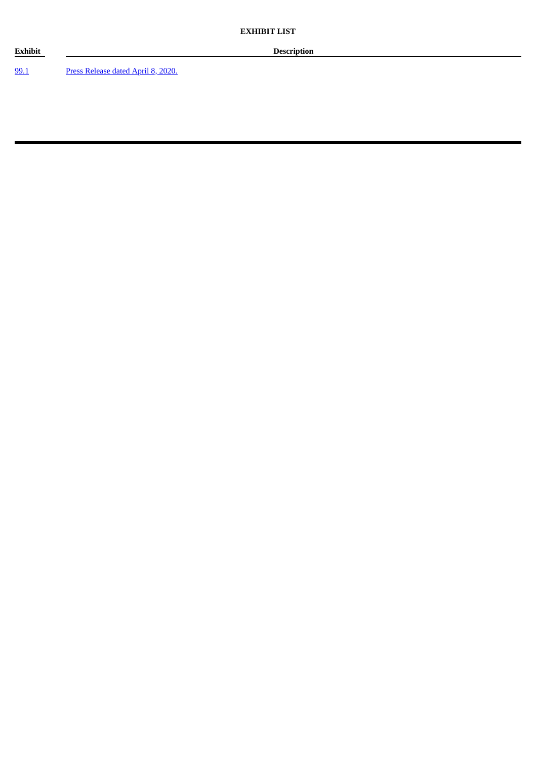**EXHIBIT LIST**

| Exhibit | Description |
| --- | --- |
| 99.1 | Press Release dated April 8, 2020. |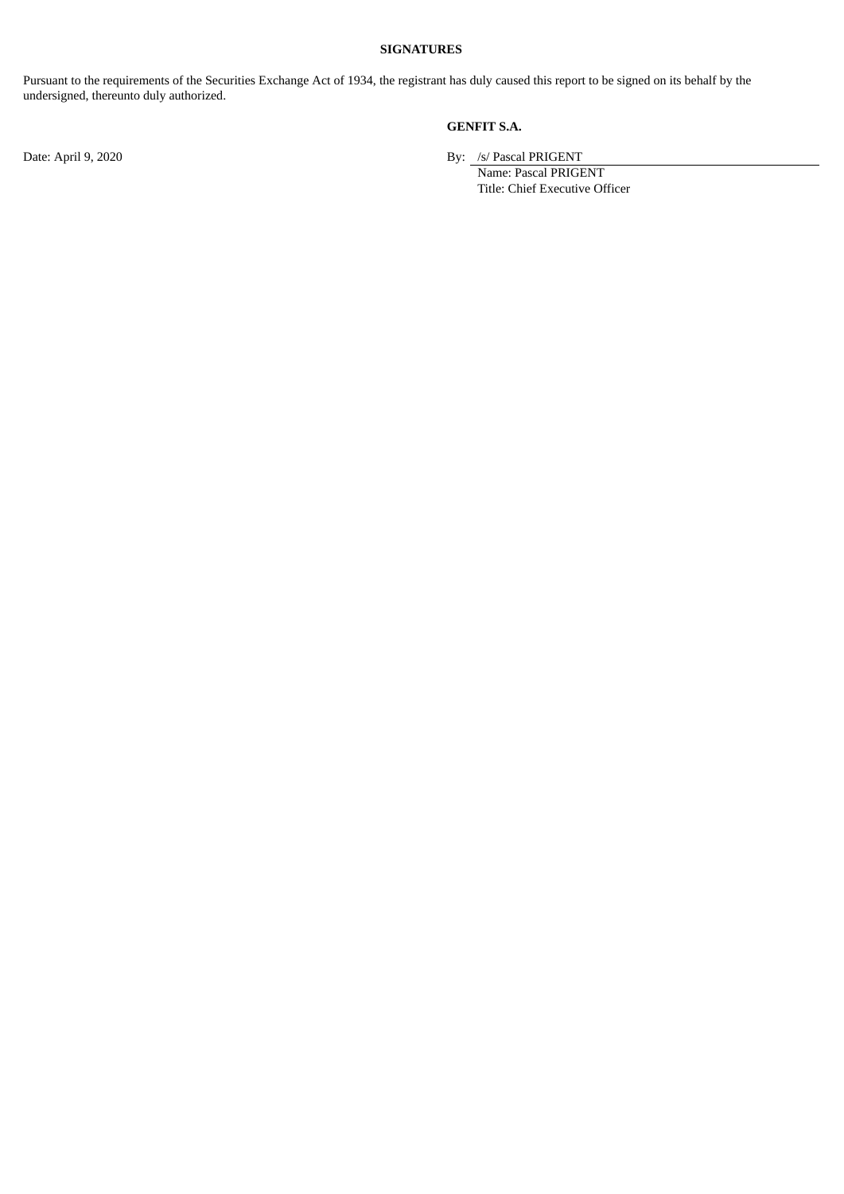## SIGNATURES

Pursuant to the requirements of the Securities Exchange Act of 1934, the registrant has duly caused this report to be signed on its behalf by the undersigned, thereunto duly authorized.

**GENFIT S.A.**

Date: April 9, 2020

By: /s/ Pascal PRIGENT
Name: Pascal PRIGENT
Title: Chief Executive Officer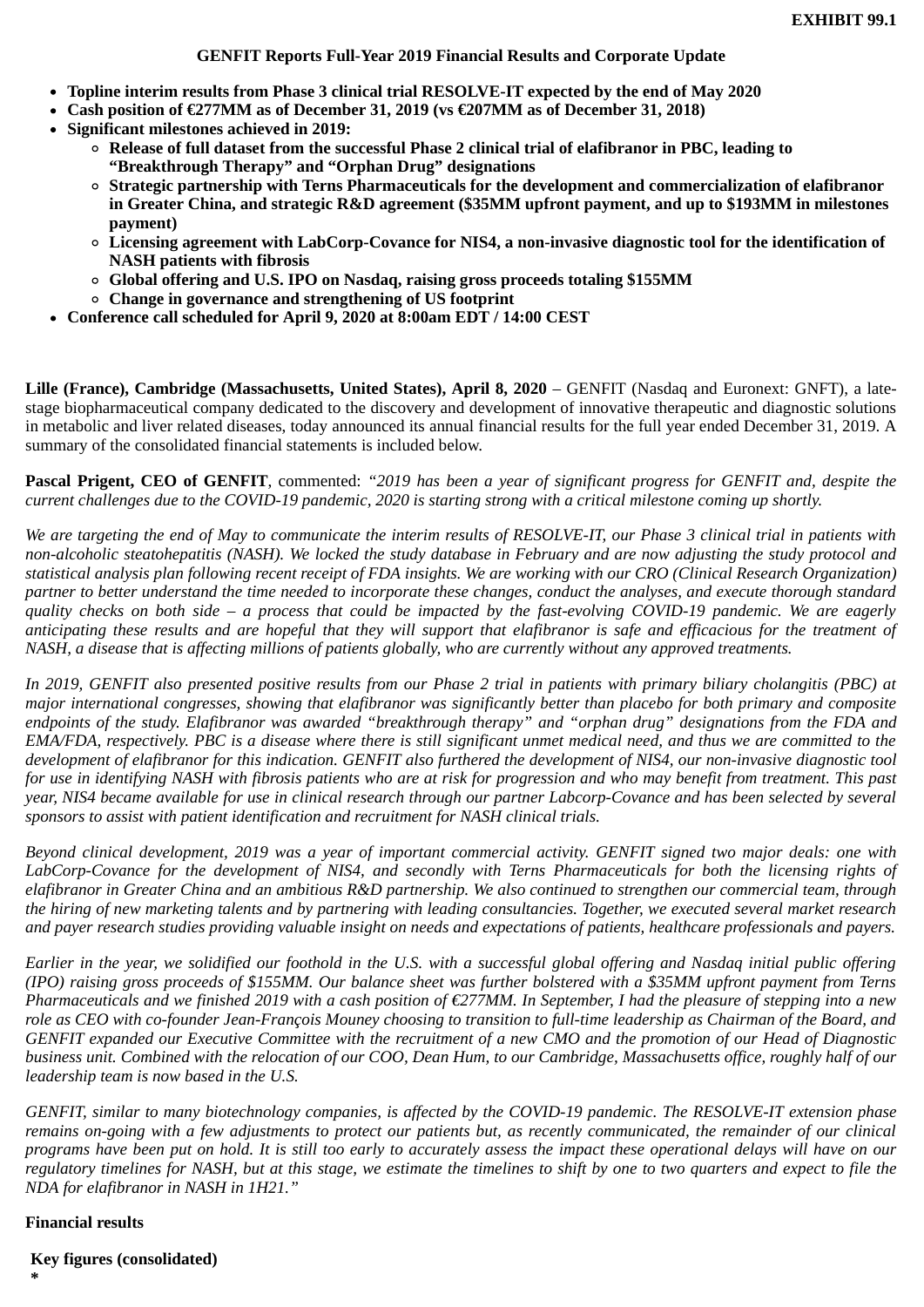**EXHIBIT 99.1**

**GENFIT Reports Full-Year 2019 Financial Results and Corporate Update**

- **Topline interim results from Phase 3 clinical trial RESOLVE-IT expected by the end of May 2020**
- **Cash position of €277MM as of December 31, 2019 (vs €207MM as of December 31, 2018)**
- **Significant milestones achieved in 2019:**
  - **Release of full dataset from the successful Phase 2 clinical trial of elafibranor in PBC, leading to "Breakthrough Therapy" and "Orphan Drug" designations**
  - **Strategic partnership with Terns Pharmaceuticals for the development and commercialization of elafibranor in Greater China, and strategic R&D agreement ($35MM upfront payment, and up to $193MM in milestones payment)**
  - **Licensing agreement with LabCorp-Covance for NIS4, a non-invasive diagnostic tool for the identification of NASH patients with fibrosis**
  - **Global offering and U.S. IPO on Nasdaq, raising gross proceeds totaling $155MM**
  - **Change in governance and strengthening of US footprint**
- **Conference call scheduled for April 9, 2020 at 8:00am EDT / 14:00 CEST**

**Lille (France), Cambridge (Massachusetts, United States), April 8, 2020** – GENFIT (Nasdaq and Euronext: GNFT), a late-stage biopharmaceutical company dedicated to the discovery and development of innovative therapeutic and diagnostic solutions in metabolic and liver related diseases, today announced its annual financial results for the full year ended December 31, 2019. A summary of the consolidated financial statements is included below.

**Pascal Prigent, CEO of GENFIT**, commented: *"2019 has been a year of significant progress for GENFIT and, despite the current challenges due to the COVID-19 pandemic, 2020 is starting strong with a critical milestone coming up shortly.*

*We are targeting the end of May to communicate the interim results of RESOLVE-IT, our Phase 3 clinical trial in patients with non-alcoholic steatohepatitis (NASH). We locked the study database in February and are now adjusting the study protocol and statistical analysis plan following recent receipt of FDA insights. We are working with our CRO (Clinical Research Organization) partner to better understand the time needed to incorporate these changes, conduct the analyses, and execute thorough standard quality checks on both side – a process that could be impacted by the fast-evolving COVID-19 pandemic. We are eagerly anticipating these results and are hopeful that they will support that elafibranor is safe and efficacious for the treatment of NASH, a disease that is affecting millions of patients globally, who are currently without any approved treatments.*

*In 2019, GENFIT also presented positive results from our Phase 2 trial in patients with primary biliary cholangitis (PBC) at major international congresses, showing that elafibranor was significantly better than placebo for both primary and composite endpoints of the study. Elafibranor was awarded "breakthrough therapy" and "orphan drug" designations from the FDA and EMA/FDA, respectively. PBC is a disease where there is still significant unmet medical need, and thus we are committed to the development of elafibranor for this indication. GENFIT also furthered the development of NIS4, our non-invasive diagnostic tool for use in identifying NASH with fibrosis patients who are at risk for progression and who may benefit from treatment. This past year, NIS4 became available for use in clinical research through our partner Labcorp-Covance and has been selected by several sponsors to assist with patient identification and recruitment for NASH clinical trials.*

*Beyond clinical development, 2019 was a year of important commercial activity. GENFIT signed two major deals: one with LabCorp-Covance for the development of NIS4, and secondly with Terns Pharmaceuticals for both the licensing rights of elafibranor in Greater China and an ambitious R&D partnership. We also continued to strengthen our commercial team, through the hiring of new marketing talents and by partnering with leading consultancies. Together, we executed several market research and payer research studies providing valuable insight on needs and expectations of patients, healthcare professionals and payers.*

*Earlier in the year, we solidified our foothold in the U.S. with a successful global offering and Nasdaq initial public offering (IPO) raising gross proceeds of $155MM. Our balance sheet was further bolstered with a $35MM upfront payment from Terns Pharmaceuticals and we finished 2019 with a cash position of €277MM. In September, I had the pleasure of stepping into a new role as CEO with co-founder Jean-François Mouney choosing to transition to full-time leadership as Chairman of the Board, and GENFIT expanded our Executive Committee with the recruitment of a new CMO and the promotion of our Head of Diagnostic business unit. Combined with the relocation of our COO, Dean Hum, to our Cambridge, Massachusetts office, roughly half of our leadership team is now based in the U.S.*

*GENFIT, similar to many biotechnology companies, is affected by the COVID-19 pandemic. The RESOLVE-IT extension phase remains on-going with a few adjustments to protect our patients but, as recently communicated, the remainder of our clinical programs have been put on hold. It is still too early to accurately assess the impact these operational delays will have on our regulatory timelines for NASH, but at this stage, we estimate the timelines to shift by one to two quarters and expect to file the NDA for elafibranor in NASH in 1H21."*

**Financial results**

**Key figures (consolidated)**
**\***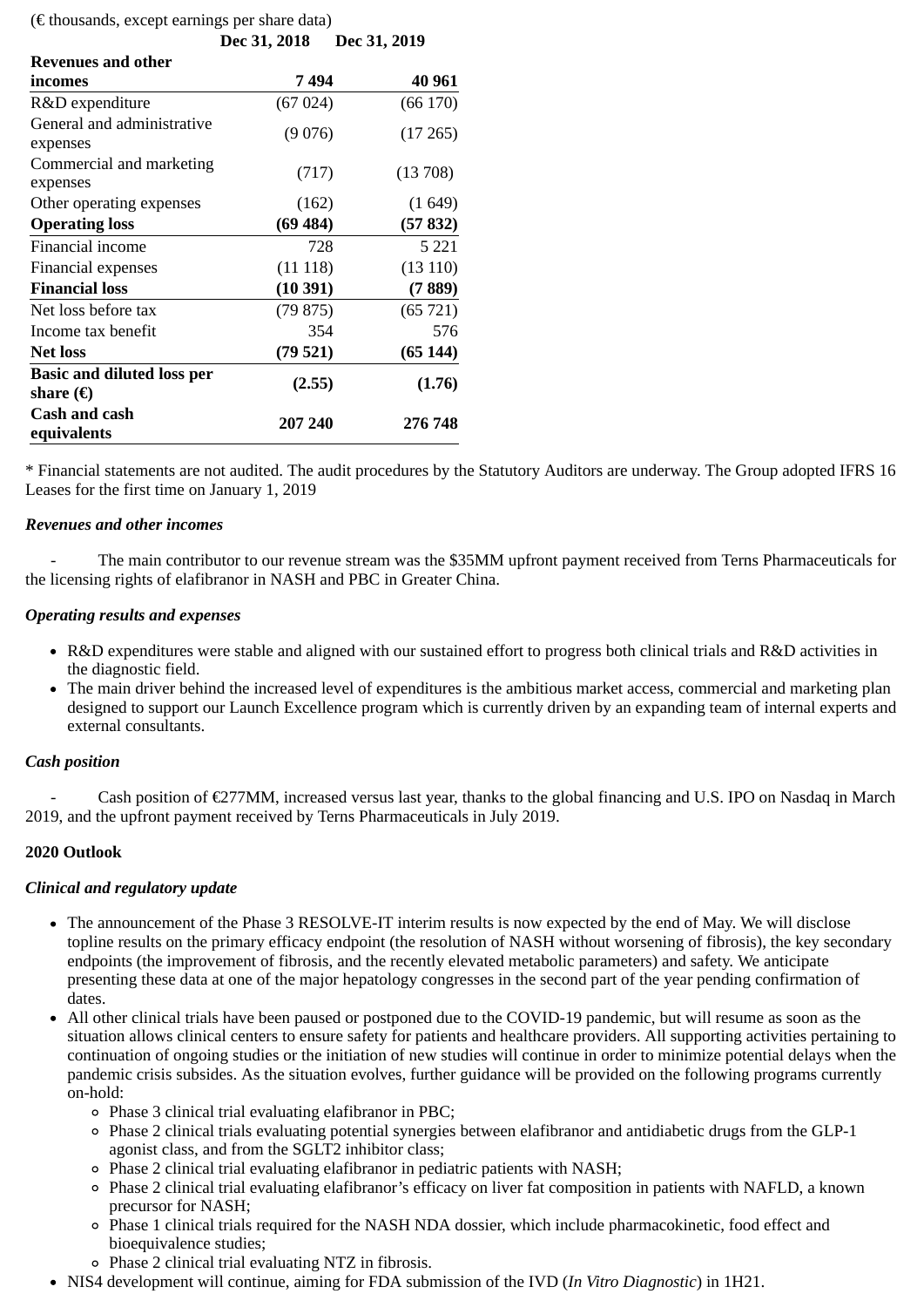(€ thousands, except earnings per share data)

| | Dec 31, 2018 | Dec 31, 2019 |
|---|---|---|
| **Revenues and other incomes** | **7 494** | **40 961** |
| R&D expenditure | (67 024) | (66 170) |
| General and administrative expenses | (9 076) | (17 265) |
| Commercial and marketing expenses | (717) | (13 708) |
| Other operating expenses | (162) | (1 649) |
| **Operating loss** | **(69 484)** | **(57 832)** |
| Financial income | 728 | 5 221 |
| Financial expenses | (11 118) | (13 110) |
| **Financial loss** | **(10 391)** | **(7 889)** |
| Net loss before tax | (79 875) | (65 721) |
| Income tax benefit | 354 | 576 |
| **Net loss** | **(79 521)** | **(65 144)** |
| **Basic and diluted loss per share (€)** | **(2.55)** | **(1.76)** |
| **Cash and cash equivalents** | **207 240** | **276 748** |

* Financial statements are not audited. The audit procedures by the Statutory Auditors are underway. The Group adopted IFRS 16 Leases for the first time on January 1, 2019

***Revenues and other incomes***

- The main contributor to our revenue stream was the $35MM upfront payment received from Terns Pharmaceuticals for the licensing rights of elafibranor in NASH and PBC in Greater China.

***Operating results and expenses***

- R&D expenditures were stable and aligned with our sustained effort to progress both clinical trials and R&D activities in the diagnostic field.
- The main driver behind the increased level of expenditures is the ambitious market access, commercial and marketing plan designed to support our Launch Excellence program which is currently driven by an expanding team of internal experts and external consultants.

***Cash position***

- Cash position of €277MM, increased versus last year, thanks to the global financing and U.S. IPO on Nasdaq in March 2019, and the upfront payment received by Terns Pharmaceuticals in July 2019.

**2020 Outlook**

***Clinical and regulatory update***

- The announcement of the Phase 3 RESOLVE-IT interim results is now expected by the end of May. We will disclose topline results on the primary efficacy endpoint (the resolution of NASH without worsening of fibrosis), the key secondary endpoints (the improvement of fibrosis, and the recently elevated metabolic parameters) and safety. We anticipate presenting these data at one of the major hepatology congresses in the second part of the year pending confirmation of dates.
- All other clinical trials have been paused or postponed due to the COVID-19 pandemic, but will resume as soon as the situation allows clinical centers to ensure safety for patients and healthcare providers. All supporting activities pertaining to continuation of ongoing studies or the initiation of new studies will continue in order to minimize potential delays when the pandemic crisis subsides. As the situation evolves, further guidance will be provided on the following programs currently on-hold:
  - Phase 3 clinical trial evaluating elafibranor in PBC;
  - Phase 2 clinical trials evaluating potential synergies between elafibranor and antidiabetic drugs from the GLP-1 agonist class, and from the SGLT2 inhibitor class;
  - Phase 2 clinical trial evaluating elafibranor in pediatric patients with NASH;
  - Phase 2 clinical trial evaluating elafibranor's efficacy on liver fat composition in patients with NAFLD, a known precursor for NASH;
  - Phase 1 clinical trials required for the NASH NDA dossier, which include pharmacokinetic, food effect and bioequivalence studies;
  - Phase 2 clinical trial evaluating NTZ in fibrosis.
- NIS4 development will continue, aiming for FDA submission of the IVD (*In Vitro Diagnostic*) in 1H21.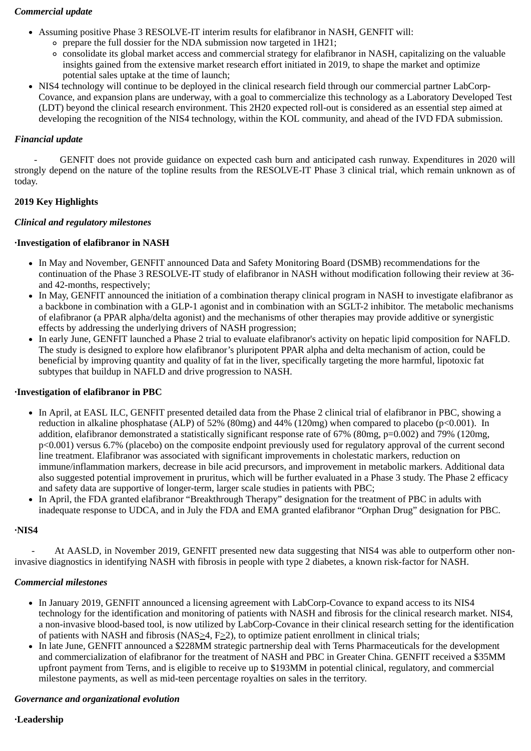*Commercial update*

- Assuming positive Phase 3 RESOLVE-IT interim results for elafibranor in NASH, GENFIT will:
  - prepare the full dossier for the NDA submission now targeted in 1H21;
  - consolidate its global market access and commercial strategy for elafibranor in NASH, capitalizing on the valuable insights gained from the extensive market research effort initiated in 2019, to shape the market and optimize potential sales uptake at the time of launch;
- NIS4 technology will continue to be deployed in the clinical research field through our commercial partner LabCorp-Covance, and expansion plans are underway, with a goal to commercialize this technology as a Laboratory Developed Test (LDT) beyond the clinical research environment. This 2H20 expected roll-out is considered as an essential step aimed at developing the recognition of the NIS4 technology, within the KOL community, and ahead of the IVD FDA submission.

*Financial update*

- GENFIT does not provide guidance on expected cash burn and anticipated cash runway. Expenditures in 2020 will strongly depend on the nature of the topline results from the RESOLVE-IT Phase 3 clinical trial, which remain unknown as of today.

**2019 Key Highlights**

*Clinical and regulatory milestones*

**·Investigation of elafibranor in NASH**

- In May and November, GENFIT announced Data and Safety Monitoring Board (DSMB) recommendations for the continuation of the Phase 3 RESOLVE-IT study of elafibranor in NASH without modification following their review at 36- and 42-months, respectively;
- In May, GENFIT announced the initiation of a combination therapy clinical program in NASH to investigate elafibranor as a backbone in combination with a GLP-1 agonist and in combination with an SGLT-2 inhibitor. The metabolic mechanisms of elafibranor (a PPAR alpha/delta agonist) and the mechanisms of other therapies may provide additive or synergistic effects by addressing the underlying drivers of NASH progression;
- In early June, GENFIT launched a Phase 2 trial to evaluate elafibranor's activity on hepatic lipid composition for NAFLD. The study is designed to explore how elafibranor's pluripotent PPAR alpha and delta mechanism of action, could be beneficial by improving quantity and quality of fat in the liver, specifically targeting the more harmful, lipotoxic fat subtypes that buildup in NAFLD and drive progression to NASH.

**·Investigation of elafibranor in PBC**

- In April, at EASL ILC, GENFIT presented detailed data from the Phase 2 clinical trial of elafibranor in PBC, showing a reduction in alkaline phosphatase (ALP) of 52% (80mg) and 44% (120mg) when compared to placebo ($p<0.001$). In addition, elafibranor demonstrated a statistically significant response rate of 67% (80mg, $p=0.002$) and 79% (120mg, $p<0.001$) versus 6.7% (placebo) on the composite endpoint previously used for regulatory approval of the current second line treatment. Elafibranor was associated with significant improvements in cholestatic markers, reduction on immune/inflammation markers, decrease in bile acid precursors, and improvement in metabolic markers. Additional data also suggested potential improvement in pruritus, which will be further evaluated in a Phase 3 study. The Phase 2 efficacy and safety data are supportive of longer-term, larger scale studies in patients with PBC;
- In April, the FDA granted elafibranor "Breakthrough Therapy" designation for the treatment of PBC in adults with inadequate response to UDCA, and in July the FDA and EMA granted elafibranor "Orphan Drug" designation for PBC.

**·NIS4**

- At AASLD, in November 2019, GENFIT presented new data suggesting NIS4 was able to outperform other non-invasive diagnostics in identifying NASH with fibrosis in people with type 2 diabetes, a known risk-factor for NASH.

*Commercial milestones*

- In January 2019, GENFIT announced a licensing agreement with LabCorp-Covance to expand access to its NIS4 technology for the identification and monitoring of patients with NASH and fibrosis for the clinical research market. NIS4, a non-invasive blood-based tool, is now utilized by LabCorp-Covance in their clinical research setting for the identification of patients with NASH and fibrosis (NAS≥4, F≥2), to optimize patient enrollment in clinical trials;
- In late June, GENFIT announced a $228MM strategic partnership deal with Terns Pharmaceuticals for the development and commercialization of elafibranor for the treatment of NASH and PBC in Greater China. GENFIT received a $35MM upfront payment from Terns, and is eligible to receive up to $193MM in potential clinical, regulatory, and commercial milestone payments, as well as mid-teen percentage royalties on sales in the territory.

*Governance and organizational evolution*

**·Leadership**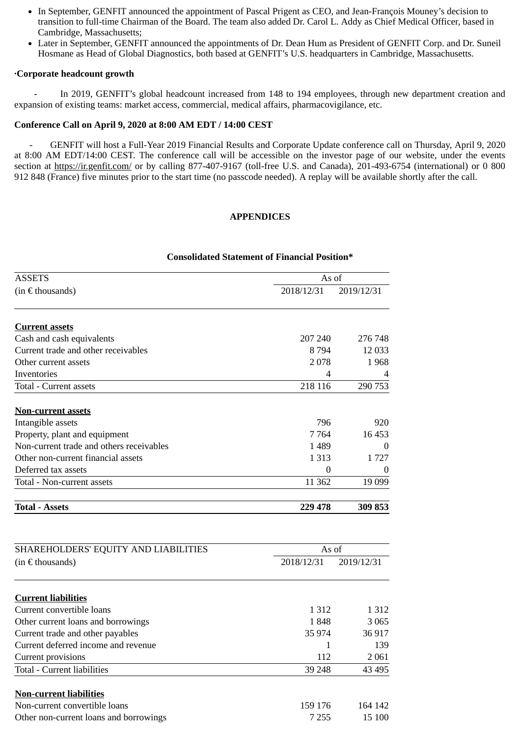- In September, GENFIT announced the appointment of Pascal Prigent as CEO, and Jean-François Mouney's decision to transition to full-time Chairman of the Board. The team also added Dr. Carol L. Addy as Chief Medical Officer, based in Cambridge, Massachusetts;
- Later in September, GENFIT announced the appointments of Dr. Dean Hum as President of GENFIT Corp. and Dr. Suneil Hosmane as Head of Global Diagnostics, both based at GENFIT's U.S. headquarters in Cambridge, Massachusetts.

**·Corporate headcount growth**

- In 2019, GENFIT's global headcount increased from 148 to 194 employees, through new department creation and expansion of existing teams: market access, commercial, medical affairs, pharmacovigilance, etc.

**Conference Call on April 9, 2020 at 8:00 AM EDT / 14:00 CEST**

- GENFIT will host a Full-Year 2019 Financial Results and Corporate Update conference call on Thursday, April 9, 2020 at 8:00 AM EDT/14:00 CEST. The conference call will be accessible on the investor page of our website, under the events section at https://ir.genfit.com/ or by calling 877-407-9167 (toll-free U.S. and Canada), 201-493-6754 (international) or 0 800 912 848 (France) five minutes prior to the start time (no passcode needed). A replay will be available shortly after the call.

**APPENDICES**

**Consolidated Statement of Financial Position***

| ASSETS | As of | |
|---|---|---|
| (in € thousands) | 2018/12/31 | 2019/12/31 |
| **Current assets** | | |
| Cash and cash equivalents | 207 240 | 276 748 |
| Current trade and other receivables | 8 794 | 12 033 |
| Other current assets | 2 078 | 1 968 |
| Inventories | 4 | 4 |
| Total - Current assets | 218 116 | 290 753 |
| **Non-current assets** | | |
| Intangible assets | 796 | 920 |
| Property, plant and equipment | 7 764 | 16 453 |
| Non-current trade and others receivables | 1 489 | 0 |
| Other non-current financial assets | 1 313 | 1 727 |
| Deferred tax assets | 0 | 0 |
| Total - Non-current assets | 11 362 | 19 099 |
| **Total - Assets** | **229 478** | **309 853** |

| SHAREHOLDERS' EQUITY AND LIABILITIES | As of | |
|---|---|---|
| (in € thousands) | 2018/12/31 | 2019/12/31 |
| **Current liabilities** | | |
| Current convertible loans | 1 312 | 1 312 |
| Other current loans and borrowings | 1 848 | 3 065 |
| Current trade and other payables | 35 974 | 36 917 |
| Current deferred income and revenue | 1 | 139 |
| Current provisions | 112 | 2 061 |
| Total - Current liabilities | 39 248 | 43 495 |
| **Non-current liabilities** | | |
| Non-current convertible loans | 159 176 | 164 142 |
| Other non-current loans and borrowings | 7 255 | 15 100 |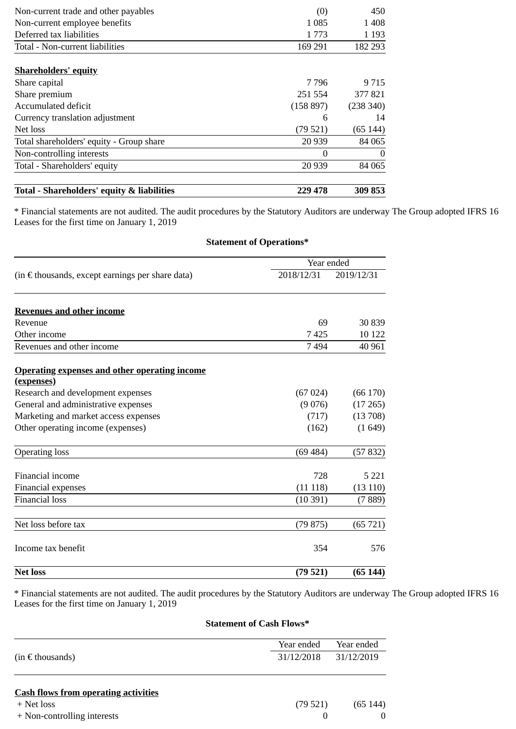| | | |
|---|---|---|
| Non-current trade and other payables | (0) | 450 |
| Non-current employee benefits | 1 085 | 1 408 |
| Deferred tax liabilities | 1 773 | 1 193 |
| Total - Non-current liabilities | 169 291 | 182 293 |
| | | |
| **Shareholders' equity** | | |
| Share capital | 7 796 | 9 715 |
| Share premium | 251 554 | 377 821 |
| Accumulated deficit | (158 897) | (238 340) |
| Currency translation adjustment | 6 | 14 |
| Net loss | (79 521) | (65 144) |
| Total shareholders' equity - Group share | 20 939 | 84 065 |
| Non-controlling interests | 0 | 0 |
| Total - Shareholders' equity | 20 939 | 84 065 |
| | | |
| **Total - Shareholders' equity & liabilities** | **229 478** | **309 853** |

* Financial statements are not audited. The audit procedures by the Statutory Auditors are underway The Group adopted IFRS 16 Leases for the first time on January 1, 2019

**Statement of Operations***

| | Year ended | |
|---|---|---|
| (in € thousands, except earnings per share data) | 2018/12/31 | 2019/12/31 |
| | | |
| **Revenues and other income** | | |
| Revenue | 69 | 30 839 |
| Other income | 7 425 | 10 122 |
| Revenues and other income | 7 494 | 40 961 |
| | | |
| **Operating expenses and other operating income (expenses)** | | |
| Research and development expenses | (67 024) | (66 170) |
| General and administrative expenses | (9 076) | (17 265) |
| Marketing and market access expenses | (717) | (13 708) |
| Other operating income (expenses) | (162) | (1 649) |
| | | |
| Operating loss | (69 484) | (57 832) |
| | | |
| Financial income | 728 | 5 221 |
| Financial expenses | (11 118) | (13 110) |
| Financial loss | (10 391) | (7 889) |
| | | |
| Net loss before tax | (79 875) | (65 721) |
| | | |
| Income tax benefit | 354 | 576 |
| | | |
| **Net loss** | **(79 521)** | **(65 144)** |

* Financial statements are not audited. The audit procedures by the Statutory Auditors are underway The Group adopted IFRS 16 Leases for the first time on January 1, 2019

**Statement of Cash Flows***

| | Year ended | Year ended |
|---|---|---|
| (in € thousands) | 31/12/2018 | 31/12/2019 |
| | | |
| **Cash flows from operating activities** | | |
| + Net loss | (79 521) | (65 144) |
| + Non-controlling interests | 0 | 0 |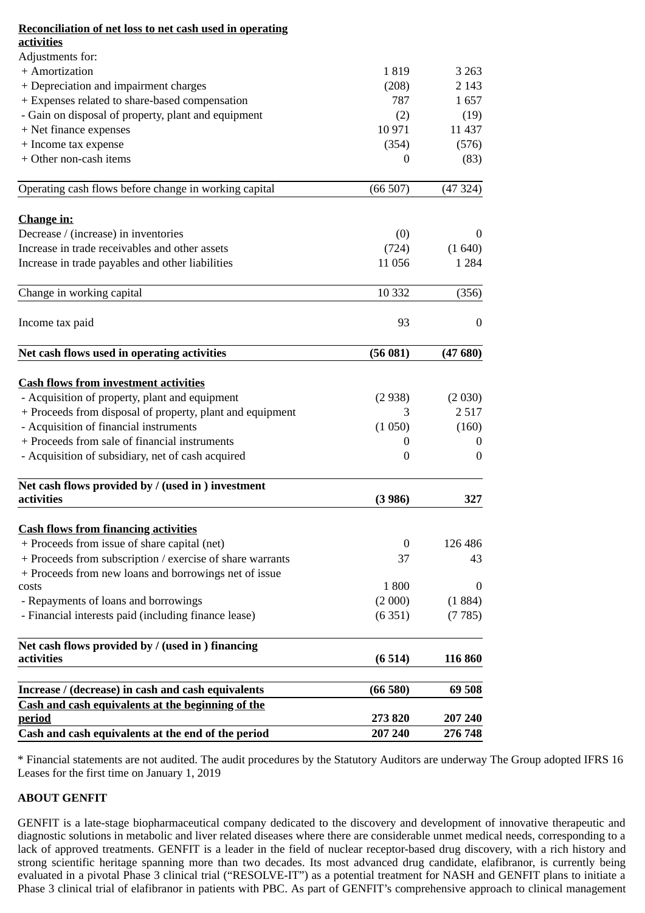| Reconciliation of net loss to net cash used in operating activities | | |
|---|---|---|
| Adjustments for: | | |
| + Amortization | 1 819 | 3 263 |
| + Depreciation and impairment charges | (208) | 2 143 |
| + Expenses related to share-based compensation | 787 | 1 657 |
| - Gain on disposal of property, plant and equipment | (2) | (19) |
| + Net finance expenses | 10 971 | 11 437 |
| + Income tax expense | (354) | (576) |
| + Other non-cash items | 0 | (83) |
| Operating cash flows before change in working capital | (66 507) | (47 324) |
| **Change in:** | | |
| Decrease / (increase) in inventories | (0) | 0 |
| Increase in trade receivables and other assets | (724) | (1 640) |
| Increase in trade payables and other liabilities | 11 056 | 1 284 |
| Change in working capital | 10 332 | (356) |
| Income tax paid | 93 | 0 |
| **Net cash flows used in operating activities** | **(56 081)** | **(47 680)** |
| **Cash flows from investment activities** | | |
| - Acquisition of property, plant and equipment | (2 938) | (2 030) |
| + Proceeds from disposal of property, plant and equipment | 3 | 2 517 |
| - Acquisition of financial instruments | (1 050) | (160) |
| + Proceeds from sale of financial instruments | 0 | 0 |
| - Acquisition of subsidiary, net of cash acquired | 0 | 0 |
| **Net cash flows provided by / (used in ) investment activities** | **(3 986)** | **327** |
| **Cash flows from financing activities** | | |
| + Proceeds from issue of share capital (net) | 0 | 126 486 |
| + Proceeds from subscription / exercise of share warrants | 37 | 43 |
| + Proceeds from new loans and borrowings net of issue costs | 1 800 | 0 |
| - Repayments of loans and borrowings | (2 000) | (1 884) |
| - Financial interests paid (including finance lease) | (6 351) | (7 785) |
| **Net cash flows provided by / (used in ) financing activities** | **(6 514)** | **116 860** |
| **Increase / (decrease) in cash and cash equivalents** | **(66 580)** | **69 508** |
| **Cash and cash equivalents at the beginning of the period** | **273 820** | **207 240** |
| **Cash and cash equivalents at the end of the period** | **207 240** | **276 748** |

* Financial statements are not audited. The audit procedures by the Statutory Auditors are underway The Group adopted IFRS 16 Leases for the first time on January 1, 2019

**ABOUT GENFIT**

GENFIT is a late-stage biopharmaceutical company dedicated to the discovery and development of innovative therapeutic and diagnostic solutions in metabolic and liver related diseases where there are considerable unmet medical needs, corresponding to a lack of approved treatments. GENFIT is a leader in the field of nuclear receptor-based drug discovery, with a rich history and strong scientific heritage spanning more than two decades. Its most advanced drug candidate, elafibranor, is currently being evaluated in a pivotal Phase 3 clinical trial ("RESOLVE-IT") as a potential treatment for NASH and GENFIT plans to initiate a Phase 3 clinical trial of elafibranor in patients with PBC. As part of GENFIT's comprehensive approach to clinical management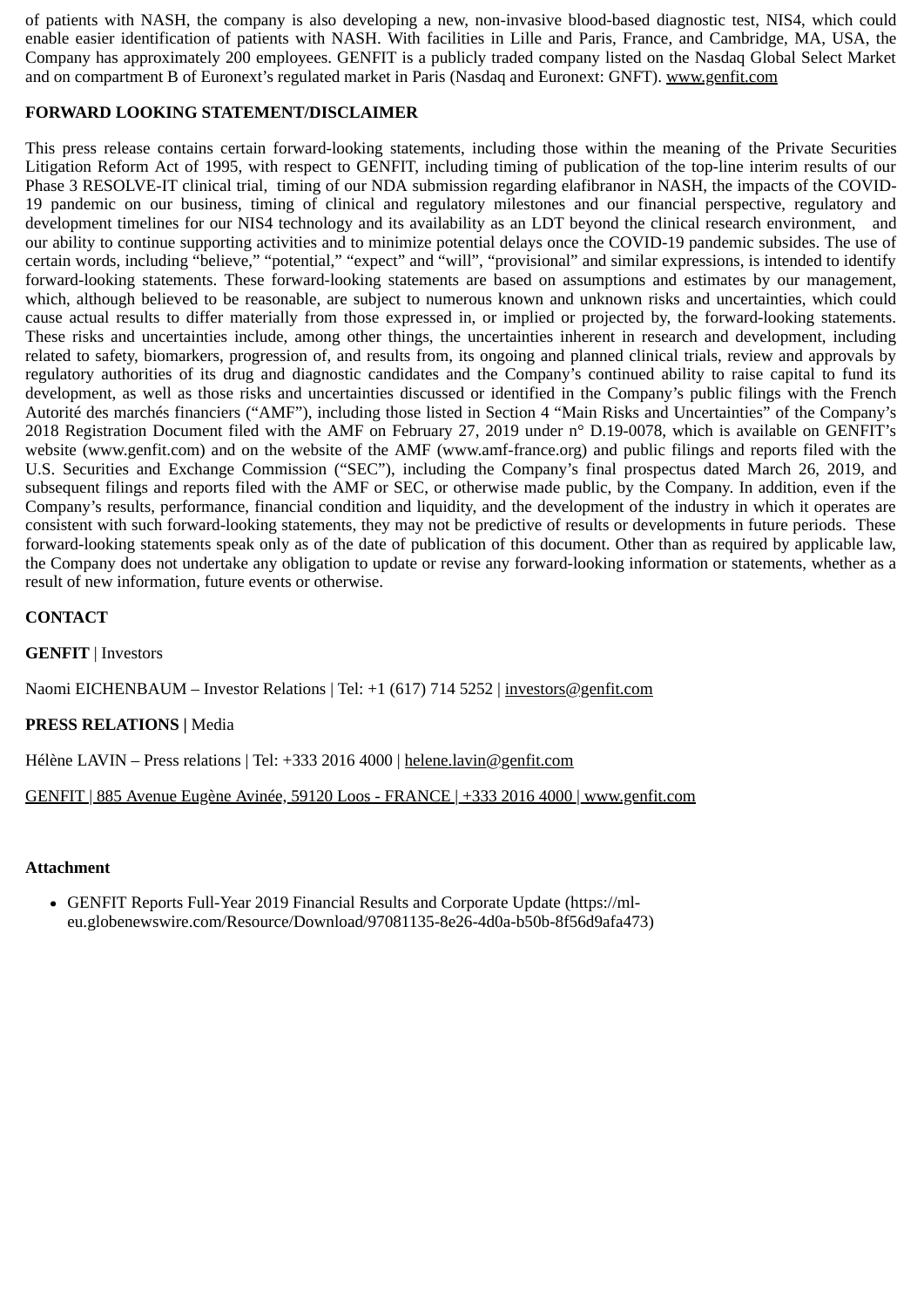of patients with NASH, the company is also developing a new, non-invasive blood-based diagnostic test, NIS4, which could enable easier identification of patients with NASH. With facilities in Lille and Paris, France, and Cambridge, MA, USA, the Company has approximately 200 employees. GENFIT is a publicly traded company listed on the Nasdaq Global Select Market and on compartment B of Euronext's regulated market in Paris (Nasdaq and Euronext: GNFT). www.genfit.com

**FORWARD LOOKING STATEMENT/DISCLAIMER**

This press release contains certain forward-looking statements, including those within the meaning of the Private Securities Litigation Reform Act of 1995, with respect to GENFIT, including timing of publication of the top-line interim results of our Phase 3 RESOLVE-IT clinical trial, timing of our NDA submission regarding elafibranor in NASH, the impacts of the COVID-19 pandemic on our business, timing of clinical and regulatory milestones and our financial perspective, regulatory and development timelines for our NIS4 technology and its availability as an LDT beyond the clinical research environment, and our ability to continue supporting activities and to minimize potential delays once the COVID-19 pandemic subsides. The use of certain words, including "believe," "potential," "expect" and "will", "provisional" and similar expressions, is intended to identify forward-looking statements. These forward-looking statements are based on assumptions and estimates by our management, which, although believed to be reasonable, are subject to numerous known and unknown risks and uncertainties, which could cause actual results to differ materially from those expressed in, or implied or projected by, the forward-looking statements. These risks and uncertainties include, among other things, the uncertainties inherent in research and development, including related to safety, biomarkers, progression of, and results from, its ongoing and planned clinical trials, review and approvals by regulatory authorities of its drug and diagnostic candidates and the Company's continued ability to raise capital to fund its development, as well as those risks and uncertainties discussed or identified in the Company's public filings with the French Autorité des marchés financiers ("AMF"), including those listed in Section 4 "Main Risks and Uncertainties" of the Company's 2018 Registration Document filed with the AMF on February 27, 2019 under n° D.19-0078, which is available on GENFIT's website (www.genfit.com) and on the website of the AMF (www.amf-france.org) and public filings and reports filed with the U.S. Securities and Exchange Commission ("SEC"), including the Company's final prospectus dated March 26, 2019, and subsequent filings and reports filed with the AMF or SEC, or otherwise made public, by the Company. In addition, even if the Company's results, performance, financial condition and liquidity, and the development of the industry in which it operates are consistent with such forward-looking statements, they may not be predictive of results or developments in future periods. These forward-looking statements speak only as of the date of publication of this document. Other than as required by applicable law, the Company does not undertake any obligation to update or revise any forward-looking information or statements, whether as a result of new information, future events or otherwise.

**CONTACT**

**GENFIT** | Investors

Naomi EICHENBAUM – Investor Relations | Tel: +1 (617) 714 5252 | investors@genfit.com

**PRESS RELATIONS |** Media

Hélène LAVIN – Press relations | Tel: +333 2016 4000 | helene.lavin@genfit.com

GENFIT | 885 Avenue Eugène Avinée, 59120 Loos - FRANCE | +333 2016 4000 | www.genfit.com

**Attachment**

- GENFIT Reports Full-Year 2019 Financial Results and Corporate Update (https://ml-eu.globenewswire.com/Resource/Download/97081135-8e26-4d0a-b50b-8f56d9afa473)